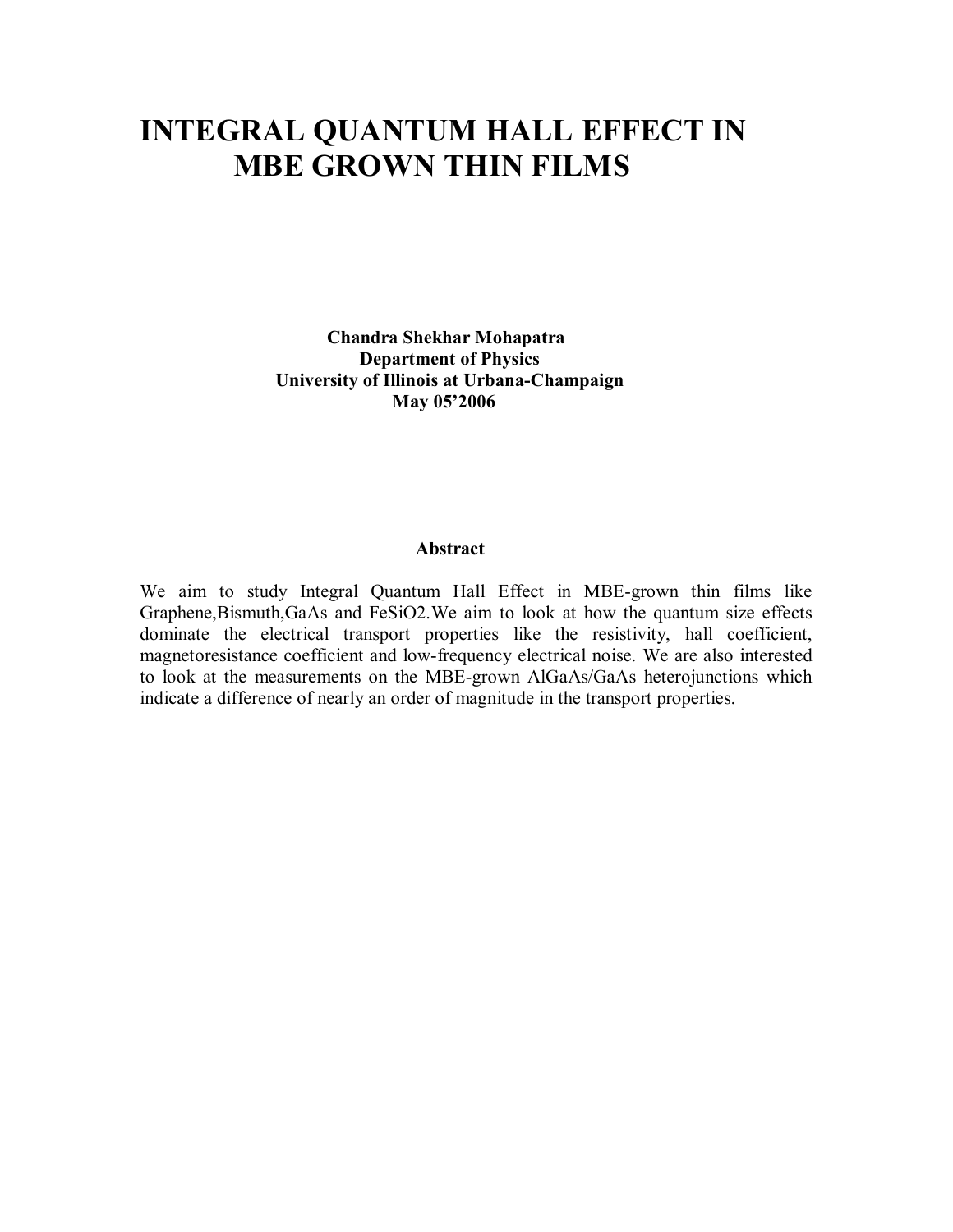# INTEGRAL QUANTUM HALL EFFECT IN MBE GROWN THIN FILMS

**Chandra Shekhar Mohapatra**
**Department of Physics**
**University of Illinois at Urbana-Champaign**
**May 05'2006**

### Abstract

We aim to study Integral Quantum Hall Effect in MBE-grown thin films like Graphene,Bismuth,GaAs and $FeSiO_2$.We aim to look at how the quantum size effects dominate the electrical transport properties like the resistivity, hall coefficient, magnetoresistance coefficient and low-frequency electrical noise. We are also interested to look at the measurements on the MBE-grown AlGaAs/GaAs heterojunctions which indicate a difference of nearly an order of magnitude in the transport properties.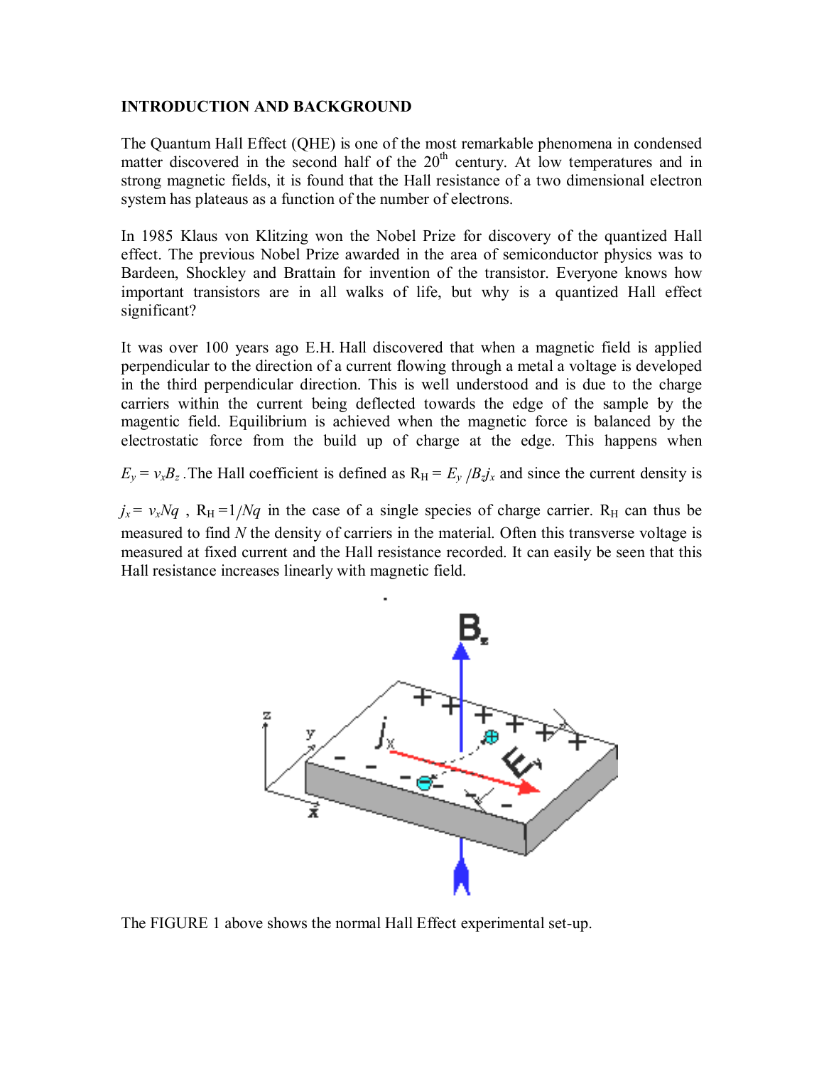## INTRODUCTION AND BACKGROUND

The Quantum Hall Effect (QHE) is one of the most remarkable phenomena in condensed matter discovered in the second half of the $20^{th}$ century. At low temperatures and in strong magnetic fields, it is found that the Hall resistance of a two dimensional electron system has plateaus as a function of the number of electrons.

In 1985 Klaus von Klitzing won the Nobel Prize for discovery of the quantized Hall effect. The previous Nobel Prize awarded in the area of semiconductor physics was to Bardeen, Shockley and Brattain for invention of the transistor. Everyone knows how important transistors are in all walks of life, but why is a quantized Hall effect significant?

It was over 100 years ago E.H. Hall discovered that when a magnetic field is applied perpendicular to the direction of a current flowing through a metal a voltage is developed in the third perpendicular direction. This is well understood and is due to the charge carriers within the current being deflected towards the edge of the sample by the magentic field. Equilibrium is achieved when the magnetic force is balanced by the electrostatic force from the build up of charge at the edge. This happens when $E_y = v_x B_z$. The Hall coefficient is defined as $R_H = E_y / B_z j_x$ and since the current density is $j_x = v_x N q$ , $R_H = 1/Nq$ in the case of a single species of charge carrier. $R_H$ can thus be measured to find $N$ the density of carriers in the material. Often this transverse voltage is measured at fixed current and the Hall resistance recorded. It can easily be seen that this Hall resistance increases linearly with magnetic field.

The FIGURE 1 above shows the normal Hall Effect experimental set-up.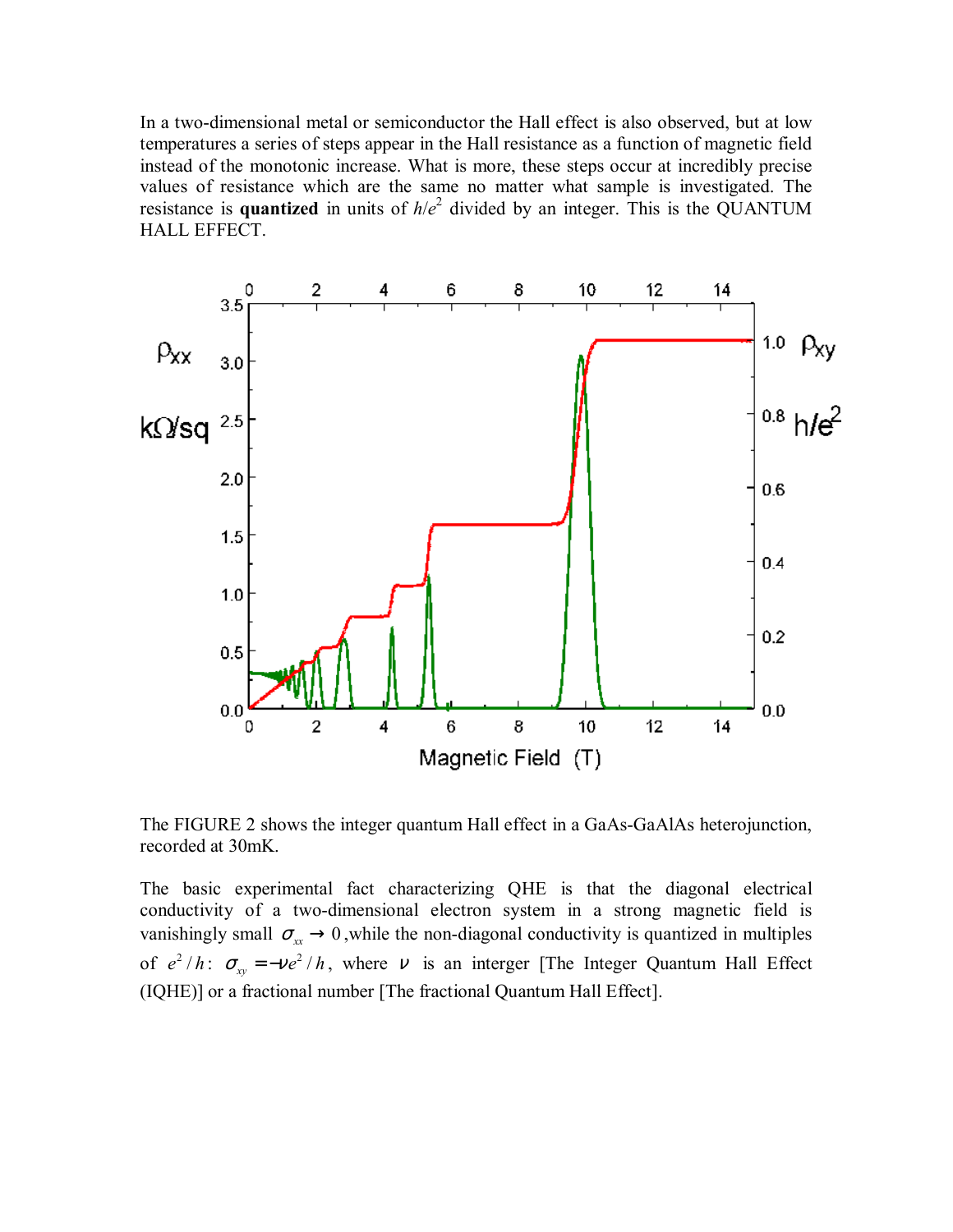In a two-dimensional metal or semiconductor the Hall effect is also observed, but at low temperatures a series of steps appear in the Hall resistance as a function of magnetic field instead of the monotonic increase. What is more, these steps occur at incredibly precise values of resistance which are the same no matter what sample is investigated. The resistance is **quantized** in units of $h/e^2$ divided by an integer. This is the QUANTUM HALL EFFECT.

The FIGURE 2 shows the integer quantum Hall effect in a GaAs-GaAlAs heterojunction, recorded at 30mK.

The basic experimental fact characterizing QHE is that the diagonal electrical conductivity of a two-dimensional electron system in a strong magnetic field is vanishingly small $\sigma_{xx} \to 0$ ,while the non-diagonal conductivity is quantized in multiples of $e^2/h$: $\sigma_{xy} = -\nu e^2/h$, where $\nu$ is an interger [The Integer Quantum Hall Effect (IQHE)] or a fractional number [The fractional Quantum Hall Effect].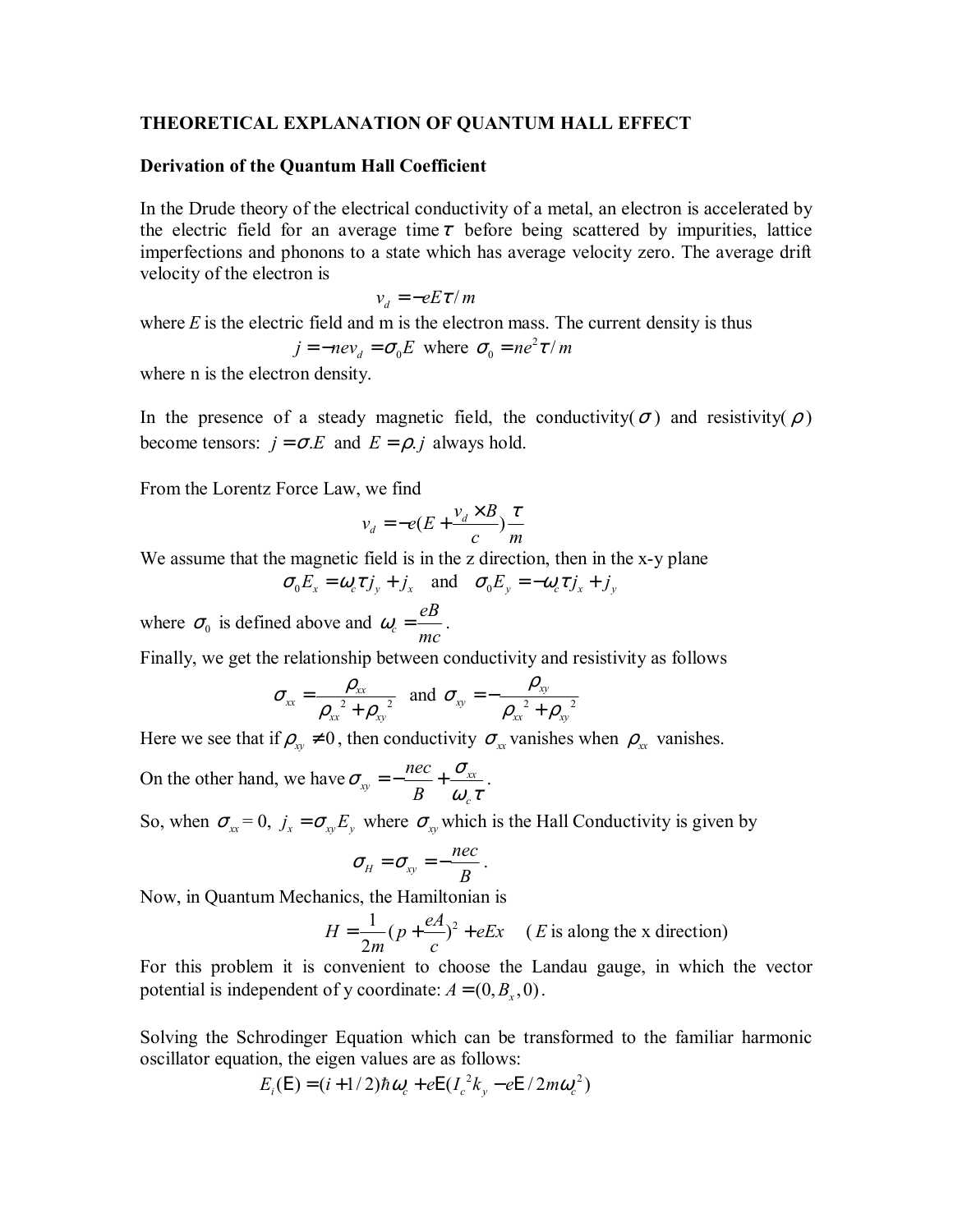**THEORETICAL EXPLANATION OF QUANTUM HALL EFFECT**

**Derivation of the Quantum Hall Coefficient**

In the Drude theory of the electrical conductivity of a metal, an electron is accelerated by the electric field for an average time $\tau$ before being scattered by impurities, lattice imperfections and phonons to a state which has average velocity zero. The average drift velocity of the electron is

$$v_d = -eE\tau / m$$

where $E$ is the electric field and m is the electron mass. The current density is thus

$$j = -nev_d = \sigma_0 E \text{ where } \sigma_0 = ne^2\tau / m$$

where n is the electron density.

In the presence of a steady magnetic field, the conductivity($\sigma$) and resistivity($\rho$) become tensors: $j = \sigma.E$ and $E = \rho.j$ always hold.

From the Lorentz Force Law, we find

$$v_d = -e(E + \frac{v_d \times B}{c})\frac{\tau}{m}$$

We assume that the magnetic field is in the z direction, then in the x-y plane

$$\sigma_0 E_x = \omega_c \tau j_y + j_x \quad \text{and} \quad \sigma_0 E_y = -\omega_c \tau j_x + j_y$$

where $\sigma_0$ is defined above and $\omega_c = \dfrac{eB}{mc}$.

Finally, we get the relationship between conductivity and resistivity as follows

$$\sigma_{xx} = \frac{\rho_{xx}}{\rho_{xx}{}^2 + \rho_{xy}{}^2} \quad \text{and} \quad \sigma_{xy} = -\frac{\rho_{xy}}{\rho_{xx}{}^2 + \rho_{xy}{}^2}$$

Here we see that if $\rho_{xy} \neq 0$, then conductivity $\sigma_{xx}$ vanishes when $\rho_{xx}$ vanishes.

On the other hand, we have $\sigma_{xy} = -\dfrac{nec}{B} + \dfrac{\sigma_{xx}}{\omega_c \tau}$.

So, when $\sigma_{xx} = 0$, $j_x = \sigma_{xy} E_y$ where $\sigma_{xy}$ which is the Hall Conductivity is given by

$$\sigma_H = \sigma_{xy} = -\frac{nec}{B}.$$

Now, in Quantum Mechanics, the Hamiltonian is

$$H = \frac{1}{2m}(p + \frac{eA}{c})^2 + eEx \quad (E \text{ is along the x direction})$$

For this problem it is convenient to choose the Landau gauge, in which the vector potential is independent of y coordinate: $A = (0, B_x, 0)$.

Solving the Schrodinger Equation which can be transformed to the familiar harmonic oscillator equation, the eigen values are as follows:

$$E_i(\mathrm{E}) = (i + 1/2)\hbar\omega_c + e\mathrm{E}(l_c{}^2 k_y - e\mathrm{E} / 2m\omega_c{}^2)$$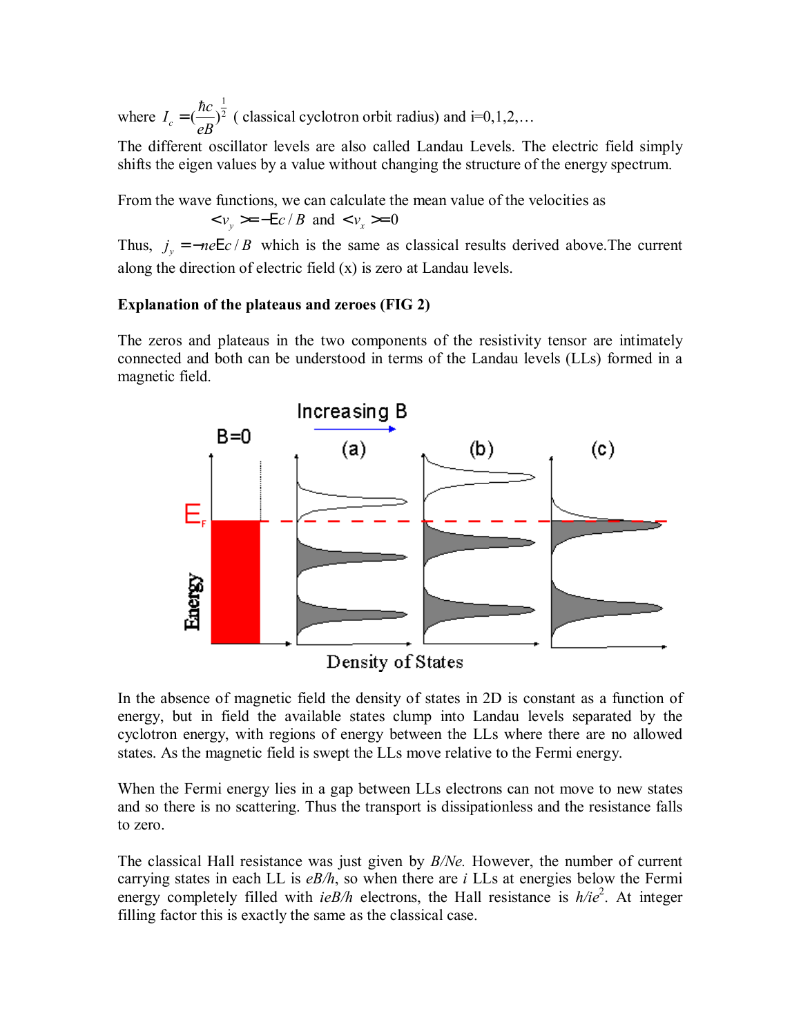where $l_c = (\frac{\hbar c}{eB})^{\frac{1}{2}}$ ( classical cyclotron orbit radius) and i=0,1,2,…

The different oscillator levels are also called Landau Levels. The electric field simply shifts the eigen values by a value without changing the structure of the energy spectrum.

From the wave functions, we can calculate the mean value of the velocities as

$$< v_y > = -\mathcal{E} c / B \text{ and } < v_x > = 0$$

Thus, $j_y = -ne\mathcal{E} c / B$ which is the same as classical results derived above.The current along the direction of electric field (x) is zero at Landau levels.

**Explanation of the plateaus and zeroes (FIG 2)**

The zeros and plateaus in the two components of the resistivity tensor are intimately connected and both can be understood in terms of the Landau levels (LLs) formed in a magnetic field.

In the absence of magnetic field the density of states in 2D is constant as a function of energy, but in field the available states clump into Landau levels separated by the cyclotron energy, with regions of energy between the LLs where there are no allowed states. As the magnetic field is swept the LLs move relative to the Fermi energy.

When the Fermi energy lies in a gap between LLs electrons can not move to new states and so there is no scattering. Thus the transport is dissipationless and the resistance falls to zero.

The classical Hall resistance was just given by $B/Ne$. However, the number of current carrying states in each LL is $eB/h$, so when there are $i$ LLs at energies below the Fermi energy completely filled with $ieB/h$ electrons, the Hall resistance is $h/ie^2$. At integer filling factor this is exactly the same as the classical case.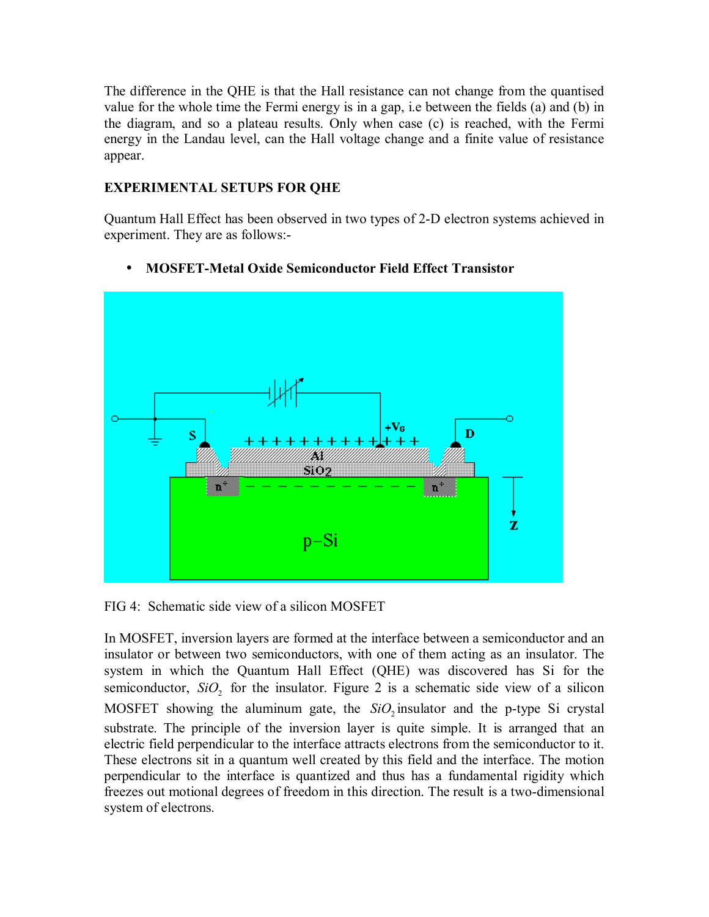The difference in the QHE is that the Hall resistance can not change from the quantised value for the whole time the Fermi energy is in a gap, i.e between the fields (a) and (b) in the diagram, and so a plateau results. Only when case (c) is reached, with the Fermi energy in the Landau level, can the Hall voltage change and a finite value of resistance appear.

**EXPERIMENTAL SETUPS FOR QHE**

Quantum Hall Effect has been observed in two types of 2-D electron systems achieved in experiment. They are as follows:-

- **MOSFET-Metal Oxide Semiconductor Field Effect Transistor**

FIG 4: Schematic side view of a silicon MOSFET

In MOSFET, inversion layers are formed at the interface between a semiconductor and an insulator or between two semiconductors, with one of them acting as an insulator. The system in which the Quantum Hall Effect (QHE) was discovered has Si for the semiconductor, $SiO_2$ for the insulator. Figure 2 is a schematic side view of a silicon MOSFET showing the aluminum gate, the $SiO_2$ insulator and the p-type Si crystal substrate. The principle of the inversion layer is quite simple. It is arranged that an electric field perpendicular to the interface attracts electrons from the semiconductor to it. These electrons sit in a quantum well created by this field and the interface. The motion perpendicular to the interface is quantized and thus has a fundamental rigidity which freezes out motional degrees of freedom in this direction. The result is a two-dimensional system of electrons.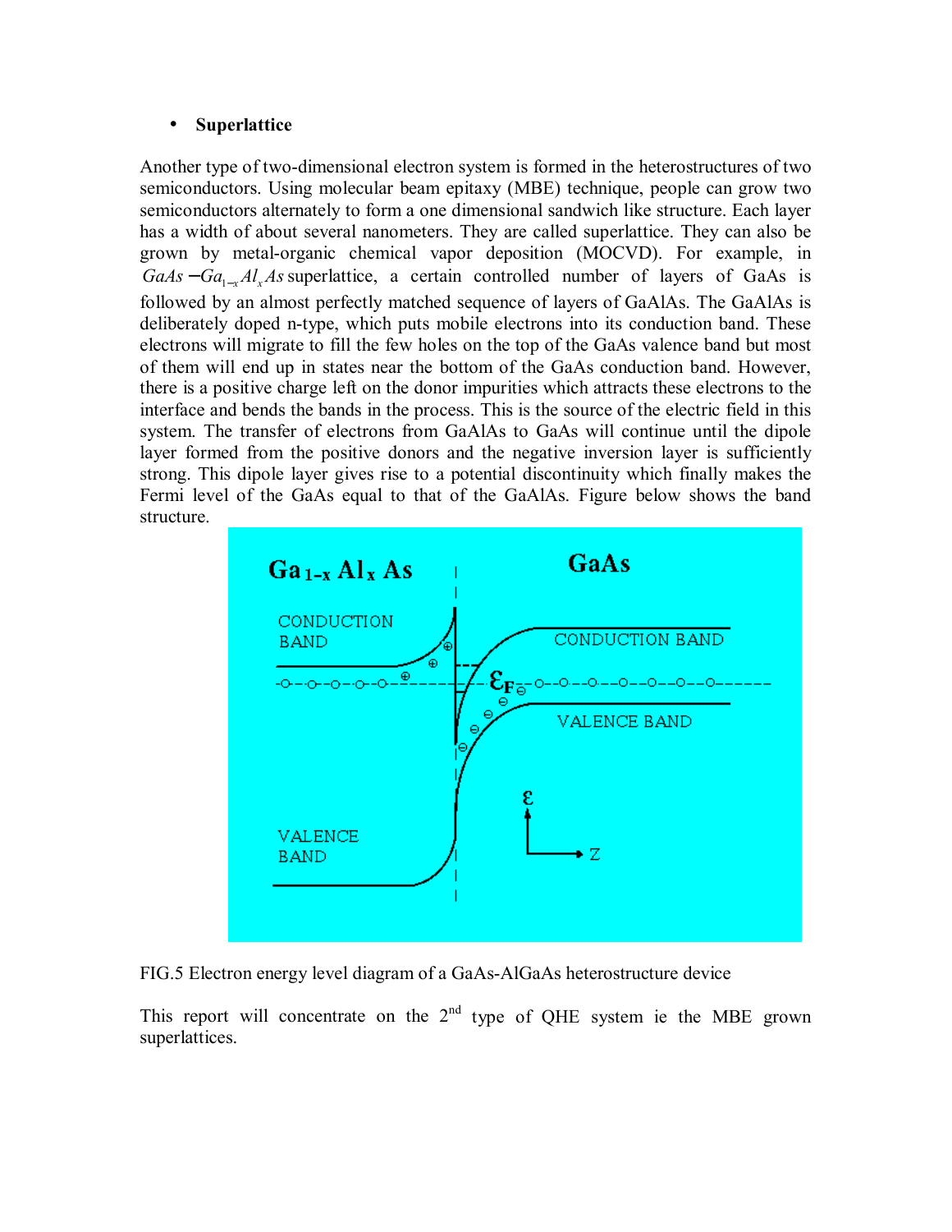- **Superlattice**

Another type of two-dimensional electron system is formed in the heterostructures of two semiconductors. Using molecular beam epitaxy (MBE) technique, people can grow two semiconductors alternately to form a one dimensional sandwich like structure. Each layer has a width of about several nanometers. They are called superlattice. They can also be grown by metal-organic chemical vapor deposition (MOCVD). For example, in $GaAs - Ga_{1-x}Al_xAs$ superlattice, a certain controlled number of layers of GaAs is followed by an almost perfectly matched sequence of layers of GaAlAs. The GaAlAs is deliberately doped n-type, which puts mobile electrons into its conduction band. These electrons will migrate to fill the few holes on the top of the GaAs valence band but most of them will end up in states near the bottom of the GaAs conduction band. However, there is a positive charge left on the donor impurities which attracts these electrons to the interface and bends the bands in the process. This is the source of the electric field in this system. The transfer of electrons from GaAlAs to GaAs will continue until the dipole layer formed from the positive donors and the negative inversion layer is sufficiently strong. This dipole layer gives rise to a potential discontinuity which finally makes the Fermi level of the GaAs equal to that of the GaAlAs. Figure below shows the band structure.

FIG.5 Electron energy level diagram of a GaAs-AlGaAs heterostructure device

This report will concentrate on the 2nd type of QHE system ie the MBE grown superlattices.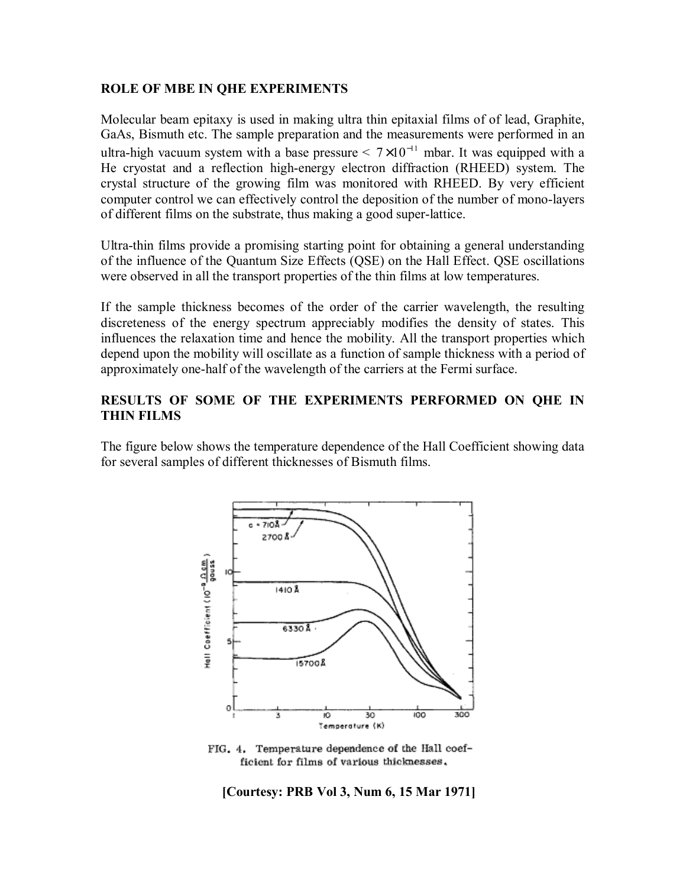### ROLE OF MBE IN QHE EXPERIMENTS

Molecular beam epitaxy is used in making ultra thin epitaxial films of of lead, Graphite, GaAs, Bismuth etc. The sample preparation and the measurements were performed in an ultra-high vacuum system with a base pressure < $7 \times 10^{-11}$ mbar. It was equipped with a He cryostat and a reflection high-energy electron diffraction (RHEED) system. The crystal structure of the growing film was monitored with RHEED. By very efficient computer control we can effectively control the deposition of the number of mono-layers of different films on the substrate, thus making a good super-lattice.

Ultra-thin films provide a promising starting point for obtaining a general understanding of the influence of the Quantum Size Effects (QSE) on the Hall Effect. QSE oscillations were observed in all the transport properties of the thin films at low temperatures.

If the sample thickness becomes of the order of the carrier wavelength, the resulting discreteness of the energy spectrum appreciably modifies the density of states. This influences the relaxation time and hence the mobility. All the transport properties which depend upon the mobility will oscillate as a function of sample thickness with a period of approximately one-half of the wavelength of the carriers at the Fermi surface.

### RESULTS OF SOME OF THE EXPERIMENTS PERFORMED ON QHE IN THIN FILMS

The figure below shows the temperature dependence of the Hall Coefficient showing data for several samples of different thicknesses of Bismuth films.

FIG. 4. Temperature dependence of the Hall coefficient for films of various thicknesses.

**[Courtesy: PRB Vol 3, Num 6, 15 Mar 1971]**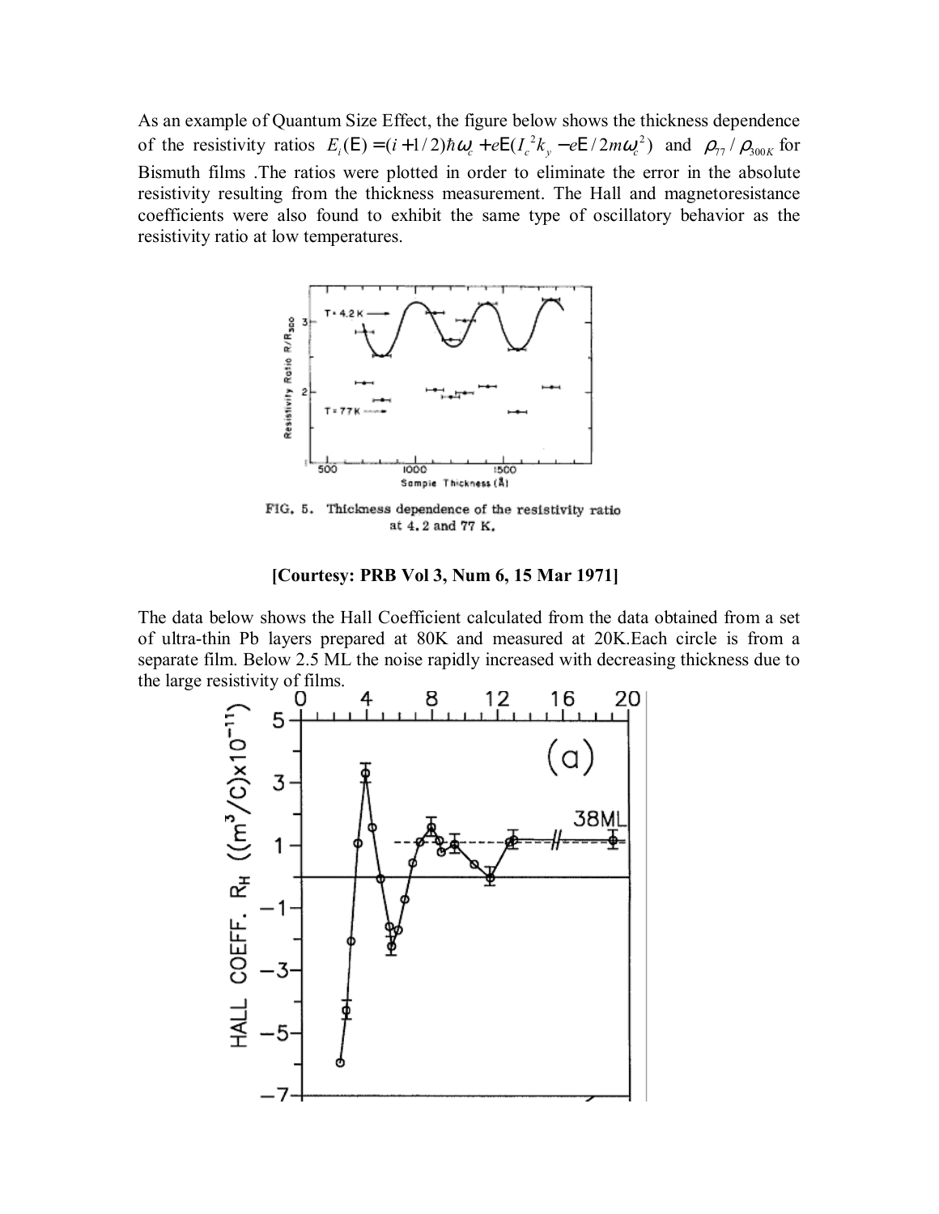As an example of Quantum Size Effect, the figure below shows the thickness dependence of the resistivity ratios $E_i(\mathsf{E}) = (i + 1/2)\hbar\omega_c + e\mathsf{E}(l_c^2 k_y - e\mathsf{E}/2m\omega_c^2)$ and $\rho_{77}/\rho_{300K}$ for Bismuth films .The ratios were plotted in order to eliminate the error in the absolute resistivity resulting from the thickness measurement. The Hall and magnetoresistance coefficients were also found to exhibit the same type of oscillatory behavior as the resistivity ratio at low temperatures.

FIG. 5. Thickness dependence of the resistivity ratio at 4.2 and 77 K.

**[Courtesy: PRB Vol 3, Num 6, 15 Mar 1971]**

The data below shows the Hall Coefficient calculated from the data obtained from a set of ultra-thin Pb layers prepared at 80K and measured at 20K.Each circle is from a separate film. Below 2.5 ML the noise rapidly increased with decreasing thickness due to the large resistivity of films.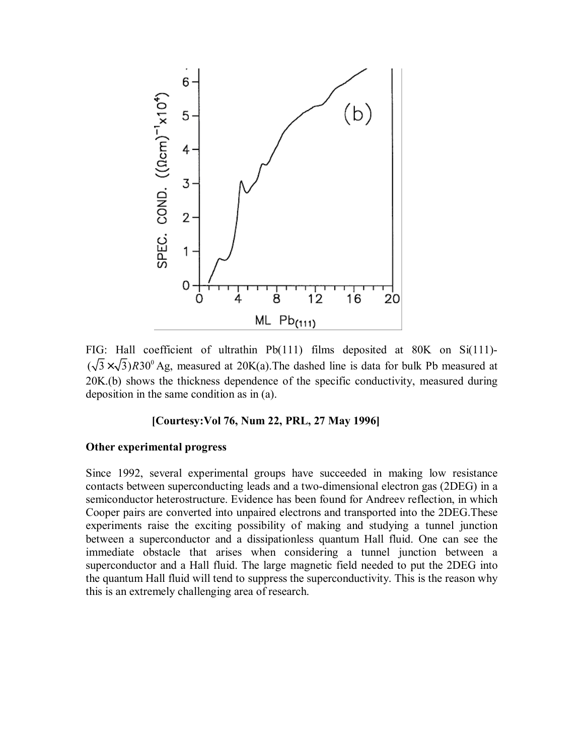FIG: Hall coefficient of ultrathin Pb(111) films deposited at 80K on Si(111)-$(\sqrt{3}\times\sqrt{3})R30^0$ Ag, measured at 20K(a).The dashed line is data for bulk Pb measured at 20K.(b) shows the thickness dependence of the specific conductivity, measured during deposition in the same condition as in (a).

**[Courtesy:Vol 76, Num 22, PRL, 27 May 1996]**

**Other experimental progress**

Since 1992, several experimental groups have succeeded in making low resistance contacts between superconducting leads and a two-dimensional electron gas (2DEG) in a semiconductor heterostructure. Evidence has been found for Andreev reflection, in which Cooper pairs are converted into unpaired electrons and transported into the 2DEG.These experiments raise the exciting possibility of making and studying a tunnel junction between a superconductor and a dissipationless quantum Hall fluid. One can see the immediate obstacle that arises when considering a tunnel junction between a superconductor and a Hall fluid. The large magnetic field needed to put the 2DEG into the quantum Hall fluid will tend to suppress the superconductivity. This is the reason why this is an extremely challenging area of research.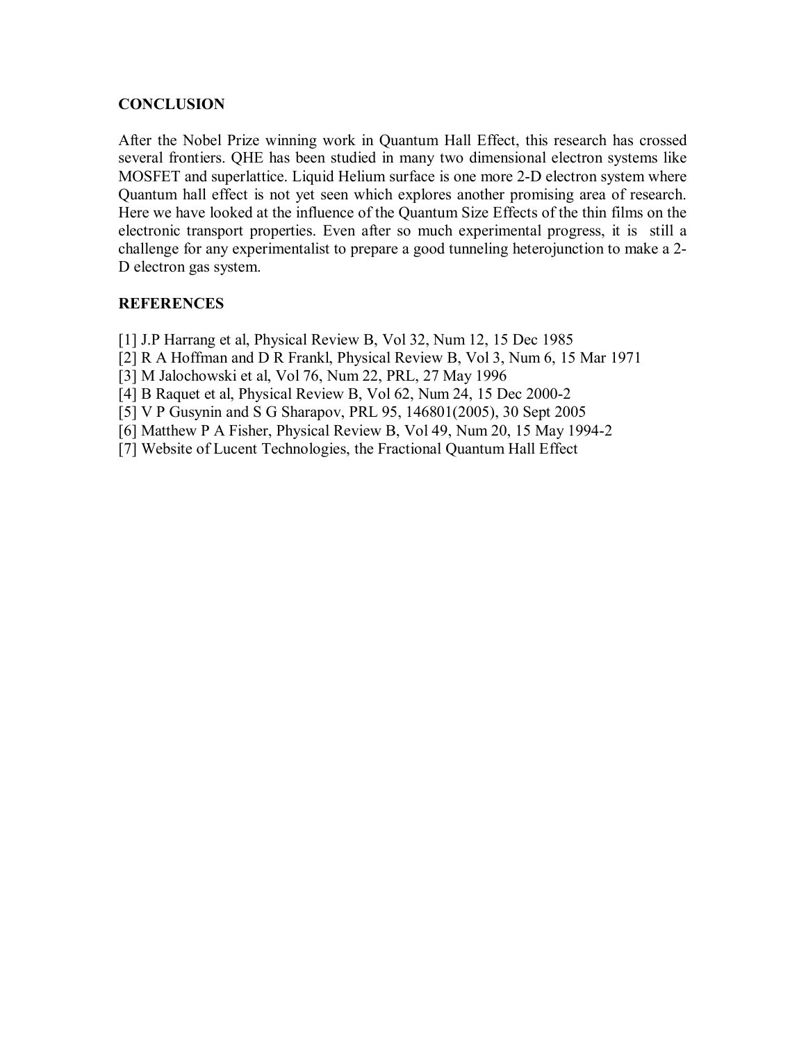## CONCLUSION

After the Nobel Prize winning work in Quantum Hall Effect, this research has crossed several frontiers. QHE has been studied in many two dimensional electron systems like MOSFET and superlattice. Liquid Helium surface is one more 2-D electron system where Quantum hall effect is not yet seen which explores another promising area of research. Here we have looked at the influence of the Quantum Size Effects of the thin films on the electronic transport properties. Even after so much experimental progress, it is still a challenge for any experimentalist to prepare a good tunneling heterojunction to make a 2-D electron gas system.

## REFERENCES

[1] J.P Harrang et al, Physical Review B, Vol 32, Num 12, 15 Dec 1985
[2] R A Hoffman and D R Frankl, Physical Review B, Vol 3, Num 6, 15 Mar 1971
[3] M Jalochowski et al, Vol 76, Num 22, PRL, 27 May 1996
[4] B Raquet et al, Physical Review B, Vol 62, Num 24, 15 Dec 2000-2
[5] V P Gusynin and S G Sharapov, PRL 95, 146801(2005), 30 Sept 2005
[6] Matthew P A Fisher, Physical Review B, Vol 49, Num 20, 15 May 1994-2
[7] Website of Lucent Technologies, the Fractional Quantum Hall Effect